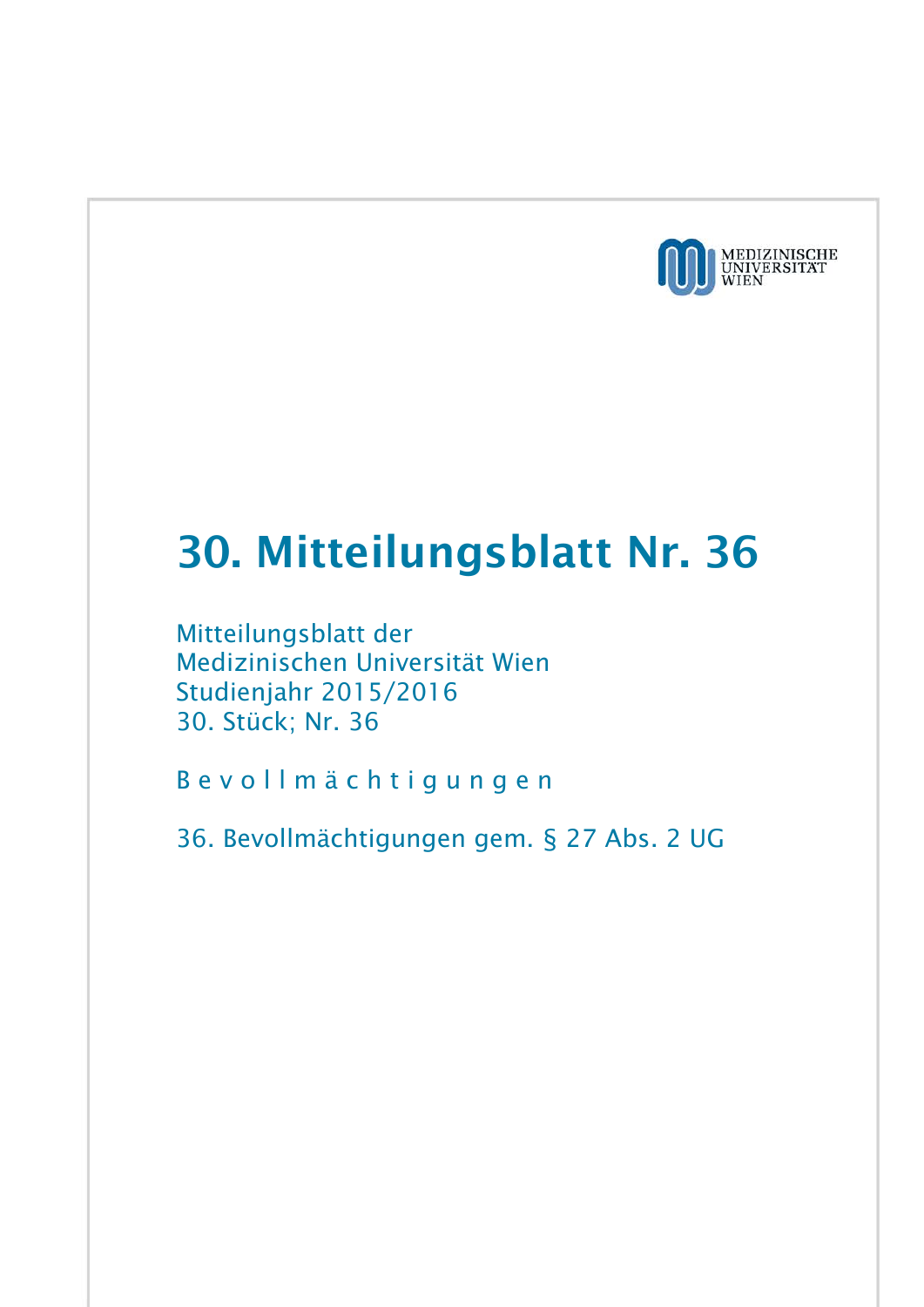MEDIZINISCHE UNIVERSITÄT WIEN

# 30. Mitteilungsblatt Nr. 36

Mitteilungsblatt der
Medizinischen Universität Wien
Studienjahr 2015/2016
30. Stück; Nr. 36

B e v o l l m ä c h t i g u n g e n

36. Bevollmächtigungen gem. § 27 Abs. 2 UG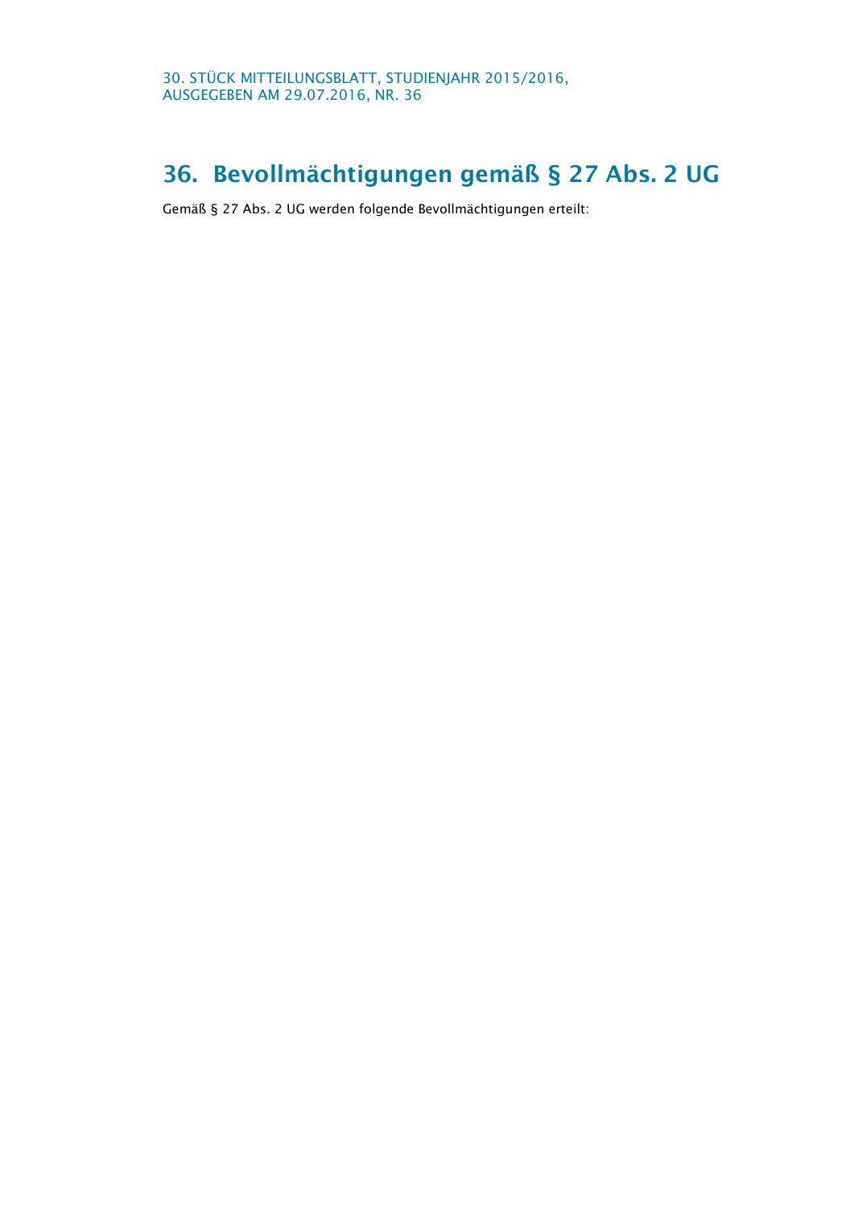## 36. Bevollmächtigungen gemäß § 27 Abs. 2 UG

Gemäß § 27 Abs. 2 UG werden folgende Bevollmächtigungen erteilt: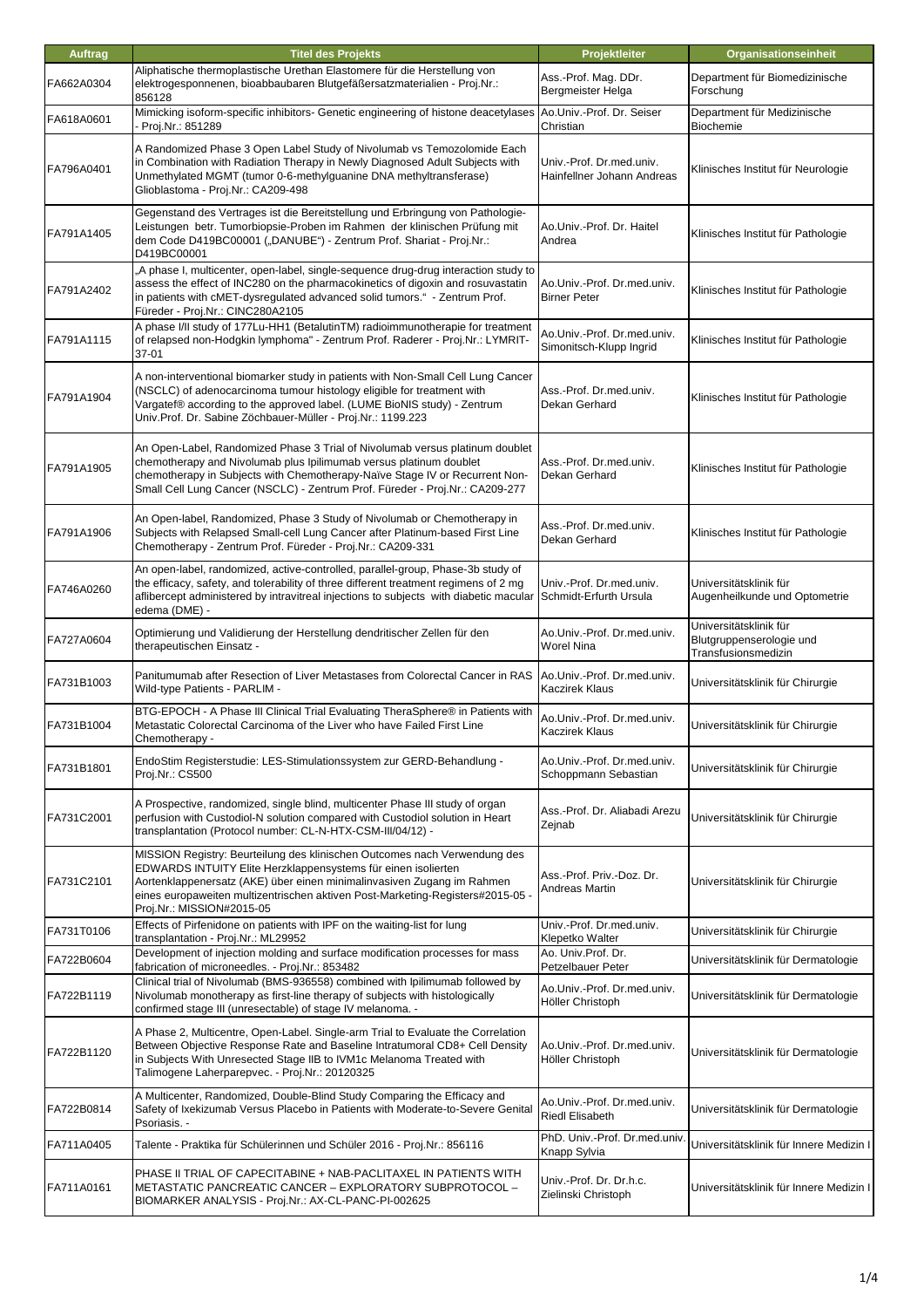| Auftrag | Titel des Projekts | Projektleiter | Organisationseinheit |
|---|---|---|---|
| FA662A0304 | Aliphatische thermoplastische Urethan Elastomere für die Herstellung von elektrogesponnenen, bioabbaubaren Blutgefäßersatzmaterialien - Proj.Nr.: 856128 | Ass.-Prof. Mag. DDr. Bergmeister Helga | Department für Biomedizinische Forschung |
| FA618A0601 | Mimicking isoform-specific inhibitors- Genetic engineering of histone deacetylases - Proj.Nr.: 851289 | Ao.Univ.-Prof. Dr. Seiser Christian | Department für Medizinische Biochemie |
| FA796A0401 | A Randomized Phase 3 Open Label Study of Nivolumab vs Temozolomide Each in Combination with Radiation Therapy in Newly Diagnosed Adult Subjects with Unmethylated MGMT (tumor 0-6-methylguanine DNA methyltransferase) Glioblastoma - Proj.Nr.: CA209-498 | Univ.-Prof. Dr.med.univ. Hainfellner Johann Andreas | Klinisches Institut für Neurologie |
| FA791A1405 | Gegenstand des Vertrages ist die Bereitstellung und Erbringung von Pathologie-Leistungen betr. Tumorbiopsie-Proben im Rahmen der klinischen Prüfung mit dem Code D419BC00001 („DANUBE") - Zentrum Prof. Shariat - Proj.Nr.: D419BC00001 | Ao.Univ.-Prof. Dr. Haitel Andrea | Klinisches Institut für Pathologie |
| FA791A2402 | „A phase I, multicenter, open-label, single-sequence drug-drug interaction study to assess the effect of INC280 on the pharmacokinetics of digoxin and rosuvastatin in patients with cMET-dysregulated advanced solid tumors." - Zentrum Prof. Füreder - Proj.Nr.: CINC280A2105 | Ao.Univ.-Prof. Dr.med.univ. Birner Peter | Klinisches Institut für Pathologie |
| FA791A1115 | A phase I/II study of 177Lu-HH1 (BetalutinTM) radioimmunotherapie for treatment of relapsed non-Hodgkin lymphoma" - Zentrum Prof. Raderer - Proj.Nr.: LYMRIT-37-01 | Ao.Univ.-Prof. Dr.med.univ. Simonitsch-Klupp Ingrid | Klinisches Institut für Pathologie |
| FA791A1904 | A non-interventional biomarker study in patients with Non-Small Cell Lung Cancer (NSCLC) of adenocarcinoma tumour histology eligible for treatment with Vargatef® according to the approved label. (LUME BioNIS study) - Zentrum Univ.Prof. Dr. Sabine Zöchbauer-Müller - Proj.Nr.: 1199.223 | Ass.-Prof. Dr.med.univ. Dekan Gerhard | Klinisches Institut für Pathologie |
| FA791A1905 | An Open-Label, Randomized Phase 3 Trial of Nivolumab versus platinum doublet chemotherapy and Nivolumab plus Ipilimumab versus platinum doublet chemotherapy in Subjects with Chemotherapy-Naïve Stage IV or Recurrent Non-Small Cell Lung Cancer (NSCLC) - Zentrum Prof. Füreder - Proj.Nr.: CA209-277 | Ass.-Prof. Dr.med.univ. Dekan Gerhard | Klinisches Institut für Pathologie |
| FA791A1906 | An Open-label, Randomized, Phase 3 Study of Nivolumab or Chemotherapy in Subjects with Relapsed Small-cell Lung Cancer after Platinum-based First Line Chemotherapy - Zentrum Prof. Füreder - Proj.Nr.: CA209-331 | Ass.-Prof. Dr.med.univ. Dekan Gerhard | Klinisches Institut für Pathologie |
| FA746A0260 | An open-label, randomized, active-controlled, parallel-group, Phase-3b study of the efficacy, safety, and tolerability of three different treatment regimens of 2 mg aflibercept administered by intravitreal injections to subjects with diabetic macular edema (DME) - | Univ.-Prof. Dr.med.univ. Schmidt-Erfurth Ursula | Universitätsklinik für Augenheilkunde und Optometrie |
| FA727A0604 | Optimierung und Validierung der Herstellung dendritischer Zellen für den therapeutischen Einsatz - | Ao.Univ.-Prof. Dr.med.univ. Worel Nina | Universitätsklinik für Blutgruppenserologie und Transfusionsmedizin |
| FA731B1003 | Panitumumab after Resection of Liver Metastases from Colorectal Cancer in RAS Wild-type Patients - PARLIM - | Ao.Univ.-Prof. Dr.med.univ. Kaczirek Klaus | Universitätsklinik für Chirurgie |
| FA731B1004 | BTG-EPOCH - A Phase III Clinical Trial Evaluating TheraSphere® in Patients with Metastatic Colorectal Carcinoma of the Liver who have Failed First Line Chemotherapy - | Ao.Univ.-Prof. Dr.med.univ. Kaczirek Klaus | Universitätsklinik für Chirurgie |
| FA731B1801 | EndoStim Registerstudie: LES-Stimulationssystem zur GERD-Behandlung - Proj.Nr.: CS500 | Ao.Univ.-Prof. Dr.med.univ. Schoppmann Sebastian | Universitätsklinik für Chirurgie |
| FA731C2001 | A Prospective, randomized, single blind, multicenter Phase III study of organ perfusion with Custodiol-N solution compared with Custodiol solution in Heart transplantation (Protocol number: CL-N-HTX-CSM-III/04/12) - | Ass.-Prof. Dr. Aliabadi Arezu Zejnab | Universitätsklinik für Chirurgie |
| FA731C2101 | MISSION Registry: Beurteilung des klinischen Outcomes nach Verwendung des EDWARDS INTUITY Elite Herzklappensystems für einen isolierten Aortenklappenersatz (AKE) über einen minimalinvasiven Zugang im Rahmen eines europaweiten multizentrischen aktiven Post-Marketing-Registers#2015-05 - Proj.Nr.: MISSION#2015-05 | Ass.-Prof. Priv.-Doz. Dr. Andreas Martin | Universitätsklinik für Chirurgie |
| FA731T0106 | Effects of Pirfenidone on patients with IPF on the waiting-list for lung transplantation - Proj.Nr.: ML29952 | Univ.-Prof. Dr.med.univ. Klepetko Walter | Universitätsklinik für Chirurgie |
| FA722B0604 | Development of injection molding and surface modification processes for mass fabrication of microneedles. - Proj.Nr.: 853482 | Ao. Univ.Prof. Dr. Petzelbauer Peter | Universitätsklinik für Dermatologie |
| FA722B1119 | Clinical trial of Nivolumab (BMS-936558) combined with Ipilimumab followed by Nivolumab monotherapy as first-line therapy of subjects with histologically confirmed stage III (unresectable) of stage IV melanoma. - | Ao.Univ.-Prof. Dr.med.univ. Höller Christoph | Universitätsklinik für Dermatologie |
| FA722B1120 | A Phase 2, Multicentre, Open-Label. Single-arm Trial to Evaluate the Correlation Between Objective Response Rate and Baseline Intratumoral CD8+ Cell Density in Subjects With Unresected Stage IIB to IVM1c Melanoma Treated with Talimogene Laherparepvec. - Proj.Nr.: 20120325 | Ao.Univ.-Prof. Dr.med.univ. Höller Christoph | Universitätsklinik für Dermatologie |
| FA722B0814 | A Multicenter, Randomized, Double-Blind Study Comparing the Efficacy and Safety of Ixekizumab Versus Placebo in Patients with Moderate-to-Severe Genital Psoriasis. - | Ao.Univ.-Prof. Dr.med.univ. Riedl Elisabeth | Universitätsklinik für Dermatologie |
| FA711A0405 | Talente - Praktika für Schülerinnen und Schüler 2016 - Proj.Nr.: 856116 | PhD. Univ.-Prof. Dr.med.univ. Knapp Sylvia | Universitätsklinik für Innere Medizin I |
| FA711A0161 | PHASE II TRIAL OF CAPECITABINE + NAB-PACLITAXEL IN PATIENTS WITH METASTATIC PANCREATIC CANCER – EXPLORATORY SUBPROTOCOL – BIOMARKER ANALYSIS - Proj.Nr.: AX-CL-PANC-PI-002625 | Univ.-Prof. Dr. Dr.h.c. Zielinski Christoph | Universitätsklinik für Innere Medizin I |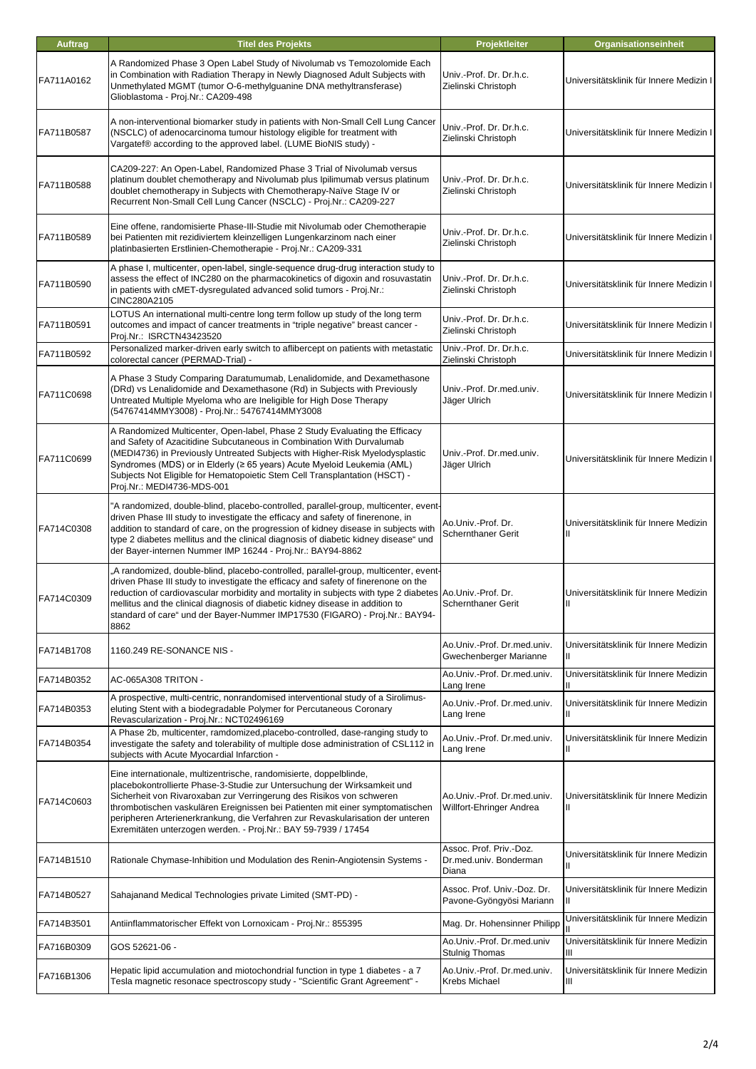| Auftrag | Titel des Projekts | Projektleiter | Organisationseinheit |
|---|---|---|---|
| FA711A0162 | A Randomized Phase 3 Open Label Study of Nivolumab vs Temozolomide Each in Combination with Radiation Therapy in Newly Diagnosed Adult Subjects with Unmethylated MGMT (tumor O-6-methylguanine DNA methyltransferase) Glioblastoma - Proj.Nr.: CA209-498 | Univ.-Prof. Dr. Dr.h.c. Zielinski Christoph | Universitätsklinik für Innere Medizin I |
| FA711B0587 | A non-interventional biomarker study in patients with Non-Small Cell Lung Cancer (NSCLC) of adenocarcinoma tumour histology eligible for treatment with Vargatef® according to the approved label. (LUME BioNIS study) - | Univ.-Prof. Dr. Dr.h.c. Zielinski Christoph | Universitätsklinik für Innere Medizin I |
| FA711B0588 | CA209-227: An Open-Label, Randomized Phase 3 Trial of Nivolumab versus platinum doublet chemotherapy and Nivolumab plus Ipilimumab versus platinum doublet chemotherapy in Subjects with Chemotherapy-Naïve Stage IV or Recurrent Non-Small Cell Lung Cancer (NSCLC) - Proj.Nr.: CA209-227 | Univ.-Prof. Dr. Dr.h.c. Zielinski Christoph | Universitätsklinik für Innere Medizin I |
| FA711B0589 | Eine offene, randomisierte Phase-III-Studie mit Nivolumab oder Chemotherapie bei Patienten mit rezidiviertem kleinzelligen Lungenkarzinom nach einer platinbasierten Erstlinien-Chemotherapie - Proj.Nr.: CA209-331 | Univ.-Prof. Dr. Dr.h.c. Zielinski Christoph | Universitätsklinik für Innere Medizin I |
| FA711B0590 | A phase I, multicenter, open-label, single-sequence drug-drug interaction study to assess the effect of INC280 on the pharmacokinetics of digoxin and rosuvastatin in patients with cMET-dysregulated advanced solid tumors - Proj.Nr.: CINC280A2105 | Univ.-Prof. Dr. Dr.h.c. Zielinski Christoph | Universitätsklinik für Innere Medizin I |
| FA711B0591 | LOTUS An international multi-centre long term follow up study of the long term outcomes and impact of cancer treatments in "triple negative" breast cancer - Proj.Nr.: ISRCTN43423520 | Univ.-Prof. Dr. Dr.h.c. Zielinski Christoph | Universitätsklinik für Innere Medizin I |
| FA711B0592 | Personalized marker-driven early switch to aflibercept on patients with metastatic colorectal cancer (PERMAD-Trial) - | Univ.-Prof. Dr. Dr.h.c. Zielinski Christoph | Universitätsklinik für Innere Medizin I |
| FA711C0698 | A Phase 3 Study Comparing Daratumumab, Lenalidomide, and Dexamethasone (DRd) vs Lenalidomide and Dexamethasone (Rd) in Subjects with Previously Untreated Multiple Myeloma who are Ineligible for High Dose Therapy (54767414MMY3008) - Proj.Nr.: 54767414MMY3008 | Univ.-Prof. Dr.med.univ. Jäger Ulrich | Universitätsklinik für Innere Medizin I |
| FA711C0699 | A Randomized Multicenter, Open-label, Phase 2 Study Evaluating the Efficacy and Safety of Azacitidine Subcutaneous in Combination With Durvalumab (MEDI4736) in Previously Untreated Subjects with Higher-Risk Myelodysplastic Syndromes (MDS) or in Elderly (≥ 65 years) Acute Myeloid Leukemia (AML) Subjects Not Eligible for Hematopoietic Stem Cell Transplantation (HSCT) - Proj.Nr.: MEDI4736-MDS-001 | Univ.-Prof. Dr.med.univ. Jäger Ulrich | Universitätsklinik für Innere Medizin I |
| FA714C0308 | "A randomized, double-blind, placebo-controlled, parallel-group, multicenter, event-driven Phase III study to investigate the efficacy and safety of finerenone, in addition to standard of care, on the progression of kidney disease in subjects with type 2 diabetes mellitus and the clinical diagnosis of diabetic kidney disease" und der Bayer-internen Nummer IMP 16244 - Proj.Nr.: BAY94-8862 | Ao.Univ.-Prof. Dr. Schernthaner Gerit | Universitätsklinik für Innere Medizin II |
| FA714C0309 | „A randomized, double-blind, placebo-controlled, parallel-group, multicenter, event-driven Phase III study to investigate the efficacy and safety of finerenone on the reduction of cardiovascular morbidity and mortality in subjects with type 2 diabetes mellitus and the clinical diagnosis of diabetic kidney disease in addition to standard of care" und der Bayer-Nummer IMP17530 (FIGARO) - Proj.Nr.: BAY94-8862 | Ao.Univ.-Prof. Dr. Schernthaner Gerit | Universitätsklinik für Innere Medizin II |
| FA714B1708 | 1160.249 RE-SONANCE NIS - | Ao.Univ.-Prof. Dr.med.univ. Gwechenberger Marianne | Universitätsklinik für Innere Medizin II |
| FA714B0352 | AC-065A308 TRITON - | Ao.Univ.-Prof. Dr.med.univ. Lang Irene | Universitätsklinik für Innere Medizin II |
| FA714B0353 | A prospective, multi-centric, nonrandomised interventional study of a Sirolimus-eluting Stent with a biodegradable Polymer for Percutaneous Coronary Revascularization - Proj.Nr.: NCT02496169 | Ao.Univ.-Prof. Dr.med.univ. Lang Irene | Universitätsklinik für Innere Medizin II |
| FA714B0354 | A Phase 2b, multicenter, ramdomized,placebo-controlled, dase-ranging study to investigate the safety and tolerability of multiple dose administration of CSL112 in subjects with Acute Myocardial Infarction - | Ao.Univ.-Prof. Dr.med.univ. Lang Irene | Universitätsklinik für Innere Medizin II |
| FA714C0603 | Eine internationale, multizentrische, randomisierte, doppelblinde, placebokontrollierte Phase-3-Studie zur Untersuchung der Wirksamkeit und Sicherheit von Rivaroxaban zur Verringerung des Risikos von schweren thrombotischen vaskulären Ereignissen bei Patienten mit einer symptomatischen peripheren Arterienerkrankung, die Verfahren zur Revaskularisation der unteren Exremitäten unterzogen werden. - Proj.Nr.: BAY 59-7939 / 17454 | Ao.Univ.-Prof. Dr.med.univ. Willfort-Ehringer Andrea | Universitätsklinik für Innere Medizin II |
| FA714B1510 | Rationale Chymase-Inhibition und Modulation des Renin-Angiotensin Systems - | Assoc. Prof. Priv.-Doz. Dr.med.univ. Bonderman Diana | Universitätsklinik für Innere Medizin II |
| FA714B0527 | Sahajanand Medical Technologies private Limited (SMT-PD) - | Assoc. Prof. Univ.-Doz. Dr. Pavone-Gyöngyösi Mariann | Universitätsklinik für Innere Medizin II |
| FA714B3501 | Antiinflammatorischer Effekt von Lornoxicam - Proj.Nr.: 855395 | Mag. Dr. Hohensinner Philipp | Universitätsklinik für Innere Medizin II |
| FA716B0309 | GOS 52621-06 - | Ao.Univ.-Prof. Dr.med.univ Stulnig Thomas | Universitätsklinik für Innere Medizin III |
| FA716B1306 | Hepatic lipid accumulation and miotochondrial function in type 1 diabetes - a 7 Tesla magnetic resonace spectroscopy study - "Scientific Grant Agreement" - | Ao.Univ.-Prof. Dr.med.univ. Krebs Michael | Universitätsklinik für Innere Medizin III |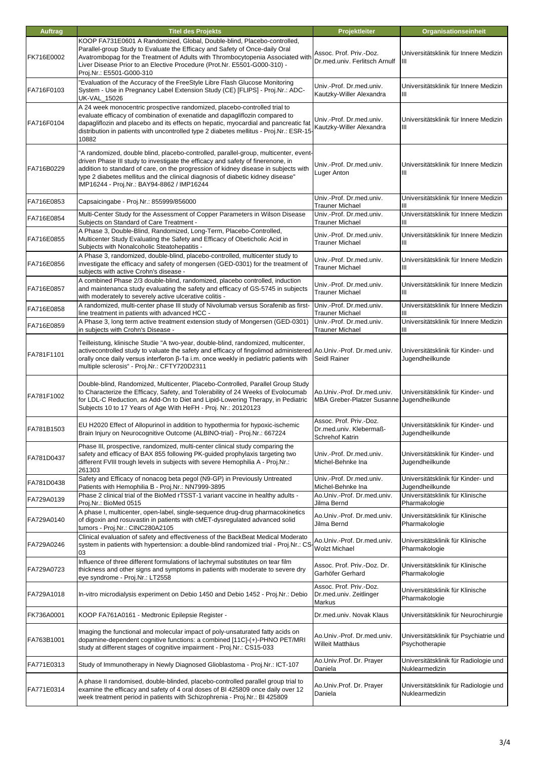| Auftrag | Titel des Projekts | Projektleiter | Organisationseinheit |
| --- | --- | --- | --- |
| FK716E0002 | KOOP FA731E0601 A Randomized, Global, Double-blind, Placebo-controlled, Parallel-group Study to Evaluate the Efficacy and Safety of Once-daily Oral Avatrombopag for the Treatment of Adults with Thrombocytopenia Associated with Liver Disease Prior to an Elective Procedure (Prot.Nr. E5501-G000-310) - Proj.Nr.: E5501-G000-310 | Assoc. Prof. Priv.-Doz. Dr.med.univ. Ferlitsch Arnulf | Universitätsklinik für Innere Medizin III |
| FA716F0103 | "Evaluation of the Accuracy of the FreeStyle Libre Flash Glucose Monitoring System - Use in Pregnancy Label Extension Study (CE) [FLIPS] - Proj.Nr.: ADC-UK-VAL_15026 | Univ.-Prof. Dr.med.univ. Kautzky-Willer Alexandra | Universitätsklinik für Innere Medizin III |
| FA716F0104 | A 24 week monocentric prospective randomized, placebo-controlled trial to evaluate efficacy of combination of exenatide and dapagliflozin compared to dapagliflozin and placebo and its effects on hepatic, myocardial and pancreatic fat distribution in patients with uncontrolled type 2 diabetes mellitus - Proj.Nr.: ESR-15-10882 | Univ.-Prof. Dr.med.univ. Kautzky-Willer Alexandra | Universitätsklinik für Innere Medizin III |
| FA716B0229 | "A randomized, double blind, placebo-controlled, parallel-group, multicenter, event-driven Phase III study to investigate the efficacy and safety of finerenone, in addition to standard of care, on the progression of kidney disease in subjects with type 2 diabetes mellitus and the clinical diagnosis of diabetic kidney disease" IMP16244 - Proj.Nr.: BAY94-8862 / IMP16244 | Univ.-Prof. Dr.med.univ. Luger Anton | Universitätsklinik für Innere Medizin III |
| FA716E0853 | Capsaicingabe - Proj.Nr.: 855999/856000 | Univ.-Prof. Dr.med.univ. Trauner Michael | Universitätsklinik für Innere Medizin III |
| FA716E0854 | Multi-Center Study for the Assessment of Copper Parameters in Wilson Disease Subjects on Standard of Care Treatment - | Univ.-Prof. Dr.med.univ. Trauner Michael | Universitätsklinik für Innere Medizin III |
| FA716E0855 | A Phase 3, Double-Blind, Randomized, Long-Term, Placebo-Controlled, Multicenter Study Evaluating the Safety and Efficacy of Obeticholic Acid in Subjects with Nonalcoholic Steatohepatitis - | Univ.-Prof. Dr.med.univ. Trauner Michael | Universitätsklinik für Innere Medizin III |
| FA716E0856 | A Phase 3, randomized, double-blind, placebo-controlled, multicenter study to investigate the efficacy and safety of mongersen (GED-0301) for the treatment of subjects with active Crohn's disease - | Univ.-Prof. Dr.med.univ. Trauner Michael | Universitätsklinik für Innere Medizin III |
| FA716E0857 | A combined Phase 2/3 double-blind, randomized, placebo controlled, induction and maintenanca study evaluating the safety and efficacy of GS-5745 in subjects with moderately to severely active ulcerative colitis - | Univ.-Prof. Dr.med.univ. Trauner Michael | Universitätsklinik für Innere Medizin III |
| FA716E0858 | A randomized, multi-center phase III study of Nivolumab versus Sorafenib as first-line treatment in patients with advanced HCC - | Univ.-Prof. Dr.med.univ. Trauner Michael | Universitätsklinik für Innere Medizin III |
| FA716E0859 | A Phase 3, long term active treatment extension study of Mongersen (GED-0301) in subjects with Crohn's Disease - | Univ.-Prof. Dr.med.univ. Trauner Michael | Universitätsklinik für Innere Medizin III |
| FA781F1101 | Teilleistung, klinische Studie "A two-year, double-blind, randomized, multicenter, activecontrolled study to valuate the safety and efficacy of fingolimod administered orally once daily versus interferon β-1a i.m. once weekly in pediatric patients with multiple sclerosis" - Proj.Nr.: CFTY720D2311 | Ao.Univ.-Prof. Dr.med.univ. Seidl Rainer | Universitätsklinik für Kinder- und Jugendheilkunde |
| FA781F1002 | Double-blind, Randomized, Multicenter, Placebo-Controlled, Parallel Group Study to Characterize the Efficacy, Safety, and Tolerability of 24 Weeks of Evolocumab for LDL-C Reduction, as Add-On to Diet and Lipid-Lowering Therapy, in Pediatric Subjects 10 to 17 Years of Age With HeFH - Proj. Nr.: 20120123 | Ao.Univ.-Prof. Dr.med.univ. MBA Greber-Platzer Susanne | Universitätsklinik für Kinder- und Jugendheilkunde |
| FA781B1503 | EU H2020 Effect of Allopurinol in addition to hypothermia for hypoxic-ischemic Brain Injury on Neurocognitive Outcome (ALBINO-trial) - Proj.Nr.: 667224 | Assoc. Prof. Priv.-Doz. Dr.med.univ. Klebermaß-Schrehof Katrin | Universitätsklinik für Kinder- und Jugendheilkunde |
| FA781D0437 | Phase III, prospective, randomized, multi-center clinical study comparing the safety and efficacy of BAX 855 following PK-guided prophylaxis targeting two different FVIII trough levels in subjects with severe Hemophilia A - Proj.Nr.: 261303 | Univ.-Prof. Dr.med.univ. Michel-Behnke Ina | Universitätsklinik für Kinder- und Jugendheilkunde |
| FA781D0438 | Safety and Efficacy of nonacog beta pegol (N9-GP) in Previously Untreated Patients with Hemophilia B - Proj.Nr.: NN7999-3895 | Univ.-Prof. Dr.med.univ. Michel-Behnke Ina | Universitätsklinik für Kinder- und Jugendheilkunde |
| FA729A0139 | Phase 2 clinical trial of the BioMed rTSST-1 variant vaccine in healthy adults - Proj.Nr.: BioMed 0515 | Ao.Univ.-Prof. Dr.med.univ. Jilma Bernd | Universitätsklinik für Klinische Pharmakologie |
| FA729A0140 | A phase I, multicenter, open-label, single-sequence drug-drug pharmacokinetics of digoxin and rosuvastin in patients with cMET-dysregulated advanced solid tumors - Proj.Nr.: CINC280A2105 | Ao.Univ.-Prof. Dr.med.univ. Jilma Bernd | Universitätsklinik für Klinische Pharmakologie |
| FA729A0246 | Clinical evaluation of safety and effectiveness of the BackBeat Medical Moderato system in patients with hypertension: a double-blind randomized trial - Proj.Nr.: CS-03 | Ao.Univ.-Prof. Dr.med.univ. Wolzt Michael | Universitätsklinik für Klinische Pharmakologie |
| FA729A0723 | Influence of three different formulations of lachrymal substitutes on tear film thickness and other signs and symptoms in patients with moderate to severe dry eye syndrome - Proj.Nr.: LT2558 | Assoc. Prof. Priv.-Doz. Dr. Garhöfer Gerhard | Universitätsklinik für Klinische Pharmakologie |
| FA729A1018 | In-vitro microdialysis experiment on Debio 1450 and Debio 1452 - Proj.Nr.: Debio | Assoc. Prof. Priv.-Doz. Dr.med.univ. Zeitlinger Markus | Universitätsklinik für Klinische Pharmakologie |
| FK736A0001 | KOOP FA761A0161 - Medtronic Epilepsie Register - | Dr.med.univ. Novak Klaus | Universitätsklinik für Neurochirurgie |
| FA763B1001 | Imaging the functional and molecular impact of poly-unsaturated fatty acids on dopamine-dependent cognitive functions: a combined [11C]-(+)-PHNO PET/MRI study at different stages of cognitive impairment - Proj.Nr.: CS15-033 | Ao.Univ.-Prof. Dr.med.univ. Willeit Matthäus | Universitätsklinik für Psychiatrie und Psychotherapie |
| FA771E0313 | Study of Immunotherapy in Newly Diagnosed Glioblastoma - Proj.Nr.: ICT-107 | Ao.Univ.Prof. Dr. Prayer Daniela | Universitätsklinik für Radiologie und Nuklearmedizin |
| FA771E0314 | A phase II randomised, double-blinded, placebo-controlled parallel group trial to examine the efficacy and safety of 4 oral doses of BI 425809 once daily over 12 week treatment period in patients with Schizophrenia - Proj.Nr.: BI 425809 | Ao.Univ.Prof. Dr. Prayer Daniela | Universitätsklinik für Radiologie und Nuklearmedizin |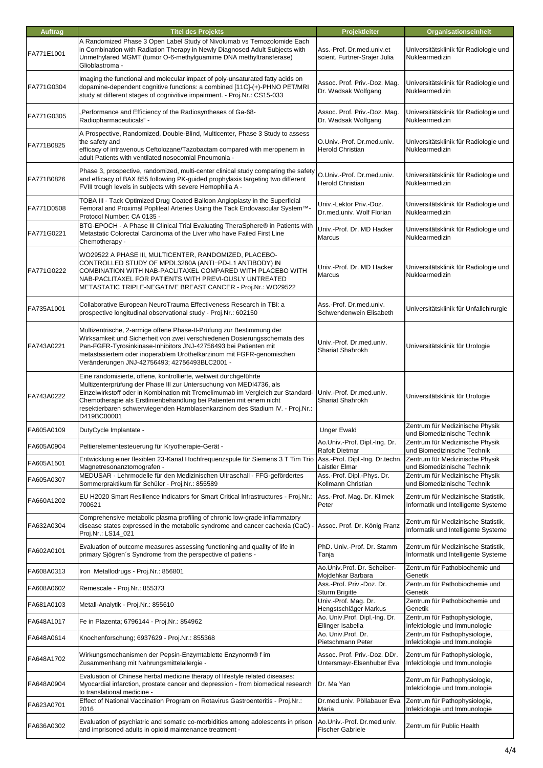| Auftrag | Titel des Projekts | Projektleiter | Organisationseinheit |
|---|---|---|---|
| FA771E1001 | A Randomized Phase 3 Open Label Study of Nivolumab vs Temozolomide Each in Combination with Radiation Therapy in Newly Diagnosed Adult Subjects with Unmethylared MGMT (tumor O-6-methylguamime DNA methyltransferase) Glioblastroma - | Ass.-Prof. Dr.med.univ.et scient. Furtner-Srajer Julia | Universitätsklinik für Radiologie und Nuklearmedizin |
| FA771G0304 | Imaging the functional and molecular impact of poly-unsaturated fatty acids on dopamine-dependent cognitive functions: a combined [11C]-(+)-PHNO PET/MRI study at different stages of cognivitive impairment. - Proj.Nr.: CS15-033 | Assoc. Prof. Priv.-Doz. Mag. Dr. Wadsak Wolfgang | Universitätsklinik für Radiologie und Nuklearmedizin |
| FA771G0305 | „Performance and Efficiency of the Radiosyntheses of Ga-68-Radiopharmaceuticals" - | Assoc. Prof. Priv.-Doz. Mag. Dr. Wadsak Wolfgang | Universitätsklinik für Radiologie und Nuklearmedizin |
| FA771B0825 | A Prospective, Randomized, Double-Blind, Multicenter, Phase 3 Study to assess the safety and efficacy of intravenous Ceftolozane/Tazobactam compared with meropenem in adult Patients with ventilated nosocomial Pneumonia - | O.Univ.-Prof. Dr.med.univ. Herold Christian | Universitätsklinik für Radiologie und Nuklearmedizin |
| FA771B0826 | Phase 3, prospective, randomized, multi-center clinical study comparing the safety and efficacy of BAX 855 following PK-guided prophylaxis targeting two different FVIII trough levels in subjects with severe Hemophilia A - | O.Univ.-Prof. Dr.med.univ. Herold Christian | Universitätsklinik für Radiologie und Nuklearmedizin |
| FA771D0508 | TOBA III - Tack Optimized Drug Coated Balloon Angioplasty in the Superficial Femoral and Proximal Popliteal Arteries Using the Tack Endovascular System™- Protocol Number: CA 0135 - | Univ.-Lektor Priv.-Doz. Dr.med.univ. Wolf Florian | Universitätsklinik für Radiologie und Nuklearmedizin |
| FA771G0221 | BTG-EPOCH - A Phase III Clinical Trial Evaluating TheraSphere® in Patients with Metastatic Colorectal Carcinoma of the Liver who have Failed First Line Chemotherapy - | Univ.-Prof. Dr. MD Hacker Marcus | Universitätsklinik für Radiologie und Nuklearmedizin |
| FA771G0222 | WO29522 A PHASE III, MULTICENTER, RANDOMIZED, PLACEBO-CONTROLLED STUDY OF MPDL3280A (ANTI−PD-L1 ANTIBODY) IN COMBINATION WITH NAB-PACLITAXEL COMPARED WITH PLACEBO WITH NAB-PACLITAXEL FOR PATIENTS WITH PREVI-OUSLY UNTREATED METASTATIC TRIPLE-NEGATIVE BREAST CANCER - Proj.Nr.: WO29522 | Univ.-Prof. Dr. MD Hacker Marcus | Universitätsklinik für Radiologie und Nuklearmedizin |
| FA735A1001 | Collaborative European NeuroTrauma Effectiveness Research in TBI: a prospective longitudinal observational study - Proj.Nr.: 602150 | Ass.-Prof. Dr.med.univ. Schwendenwein Elisabeth | Universitätsklinik für Unfallchirurgie |
| FA743A0221 | Multizentrische, 2-armige offene Phase-II-Prüfung zur Bestimmung der Wirksamkeit und Sicherheit von zwei verschiedenen Dosierungsschemata des Pan-FGFR-Tyrosinkinase-Inhibitors JNJ-42756493 bei Patienten mit metastasiertem oder inoperablem Urothelkarzinom mit FGFR-genomischen Veränderungen JNJ-42756493; 42756493BLC2001 - | Univ.-Prof. Dr.med.univ. Shariat Shahrokh | Universitätsklinik für Urologie |
| FA743A0222 | Eine randomisierte, offene, kontrollierte, weltweit durchgeführte Multizenterprüfung der Phase III zur Untersuchung von MEDI4736, als Einzelwirkstoff oder in Kombination mit Tremelimumab im Vergleich zur Standard-Chemotherapie als Erstlinienbehandlung bei Patienten mit einem nicht resektierbaren schwerwiegenden Harnblasenkarzinom des Stadium IV. - Proj.Nr.: D419BC00001 | Univ.-Prof. Dr.med.univ. Shariat Shahrokh | Universitätsklinik für Urologie |
| FA605A0109 | DutyCycle Implantate - | Unger Ewald | Zentrum für Medizinische Physik und Biomedizinische Technik |
| FA605A0904 | Peltierelementesteuerung für Kryotherapie-Gerät - | Ao.Univ.-Prof. Dipl.-Ing. Dr. Rafolt Dietmar | Zentrum für Medizinische Physik und Biomedizinische Technik |
| FA605A1501 | Entwicklung einer flexiblen 23-Kanal Hochfrequenzspule für Siemens 3 T Tim Trio Magnetresonanztomografen - | Ass.-Prof. Dipl.-Ing. Dr.techn. Laistler Elmar | Zentrum für Medizinische Physik und Biomedizinische Technik |
| FA605A0307 | MEDUSAR - Lehrmodelle für den Medizinischen Ultraschall - FFG-gefördertes Sommerpraktikum für Schüler - Proj.Nr.: 855589 | Ass.-Prof. Dipl.-Phys. Dr. Kollmann Christian | Zentrum für Medizinische Physik und Biomedizinische Technik |
| FA660A1202 | EU H2020 Smart Resilience Indicators for Smart Critical Infrastructures - Proj.Nr.: 700621 | Ass.-Prof. Mag. Dr. Klimek Peter | Zentrum für Medizinische Statistik, Informatik und Intelligente Systeme |
| FA632A0304 | Comprehensive metabolic plasma profiling of chronic low-grade inflammatory disease states expressed in the metabolic syndrome and cancer cachexia (CaC) - Proj.Nr.: LS14_021 | Assoc. Prof. Dr. König Franz | Zentrum für Medizinische Statistik, Informatik und Intelligente Systeme |
| FA602A0101 | Evaluation of outcome measures assessing functioning and quality of life in primary Sjögren´s Syndrome from the perspective of patiens - | PhD. Univ.-Prof. Dr. Stamm Tanja | Zentrum für Medizinische Statistik, Informatik und Intelligente Systeme |
| FA608A0313 | Iron Metallodrugs - Proj.Nr.: 856801 | Ao.Univ.Prof. Dr. Scheiber-Mojdehkar Barbara | Zentrum für Pathobiochemie und Genetik |
| FA608A0602 | Remescale - Proj.Nr.: 855373 | Ass.-Prof. Priv.-Doz. Dr. Sturm Brigitte | Zentrum für Pathobiochemie und Genetik |
| FA681A0103 | Metall-Analytik - Proj.Nr.: 855610 | Univ.-Prof. Mag. Dr. Hengstschläger Markus | Zentrum für Pathobiochemie und Genetik |
| FA648A1017 | Fe in Plazenta; 6796144 - Proj.Nr.: 854962 | Ao. Univ.Prof. Dipl.-Ing. Dr. Ellinger Isabella | Zentrum für Pathophysiologie, Infektiologie und Immunologie |
| FA648A0614 | Knochenforschung; 6937629 - Proj.Nr.: 855368 | Ao. Univ.Prof. Dr. Pietschmann Peter | Zentrum für Pathophysiologie, Infektiologie und Immunologie |
| FA648A1702 | Wirkungsmechanismen der Pepsin-Enzymtablette Enzynorm® f im Zusammenhang mit Nahrungsmittelallergie - | Assoc. Prof. Priv.-Doz. DDr. Untersmayr-Elsenhuber Eva | Zentrum für Pathophysiologie, Infektiologie und Immunologie |
| FA648A0904 | Evaluation of Chinese herbal medicine therapy of lifestyle related diseases: Myocardial infarction, prostate cancer and depression - from biomedical research to translational medicine - | Dr. Ma Yan | Zentrum für Pathophysiologie, Infektiologie und Immunologie |
| FA623A0701 | Effect of National Vaccination Program on Rotavirus Gastroenteritis - Proj.Nr.: 2016 | Dr.med.univ. Pöllabauer Eva Maria | Zentrum für Pathophysiologie, Infektiologie und Immunologie |
| FA636A0302 | Evaluation of psychiatric and somatic co-morbidities among adolescents in prison and imprisoned adults in opioid maintenance treatment - | Ao.Univ.-Prof. Dr.med.univ. Fischer Gabriele | Zentrum für Public Health |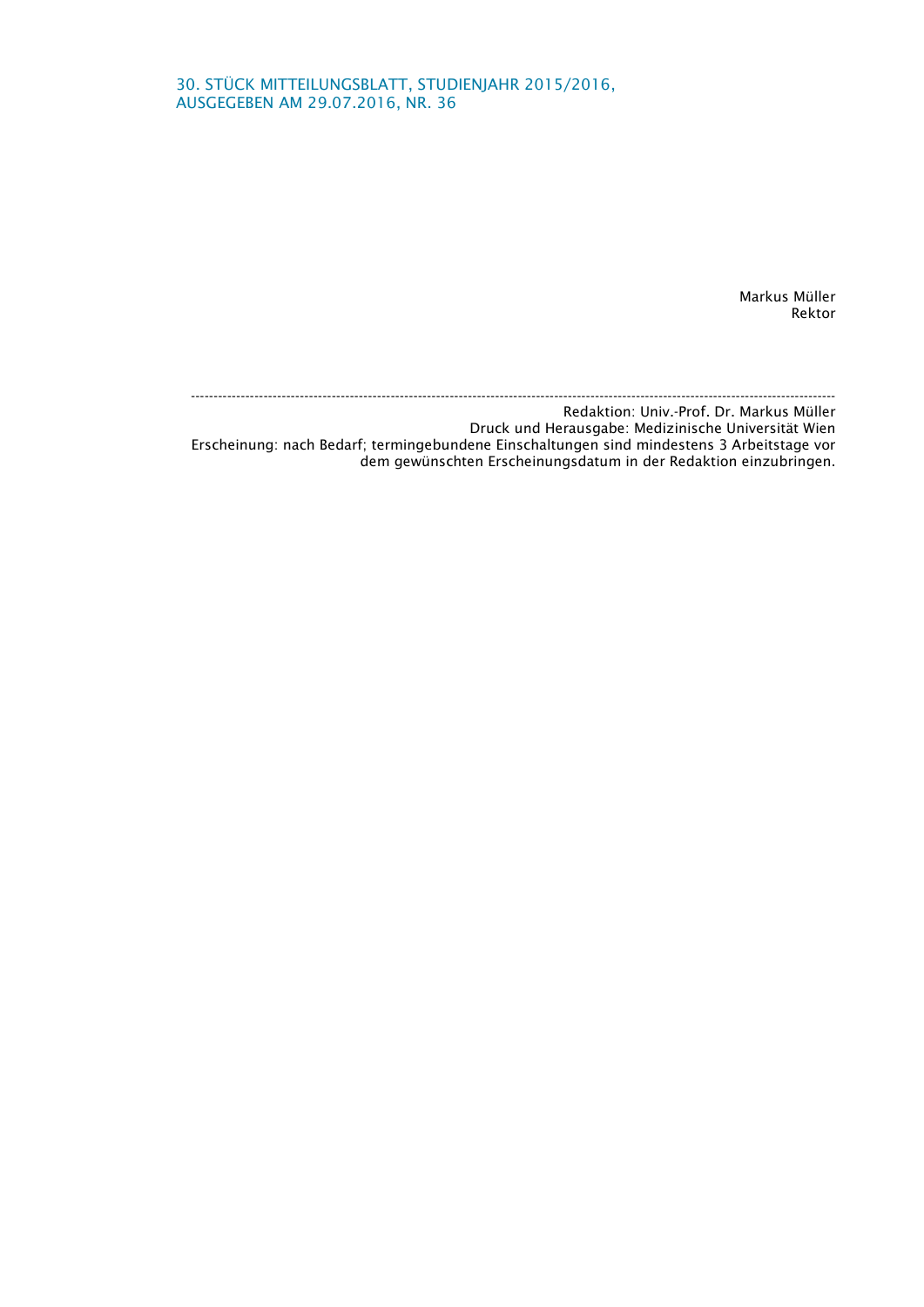Markus Müller
Rektor

---

Redaktion: Univ.-Prof. Dr. Markus Müller
Druck und Herausgabe: Medizinische Universität Wien
Erscheinung: nach Bedarf; termingebundene Einschaltungen sind mindestens 3 Arbeitstage vor dem gewünschten Erscheinungsdatum in der Redaktion einzubringen.